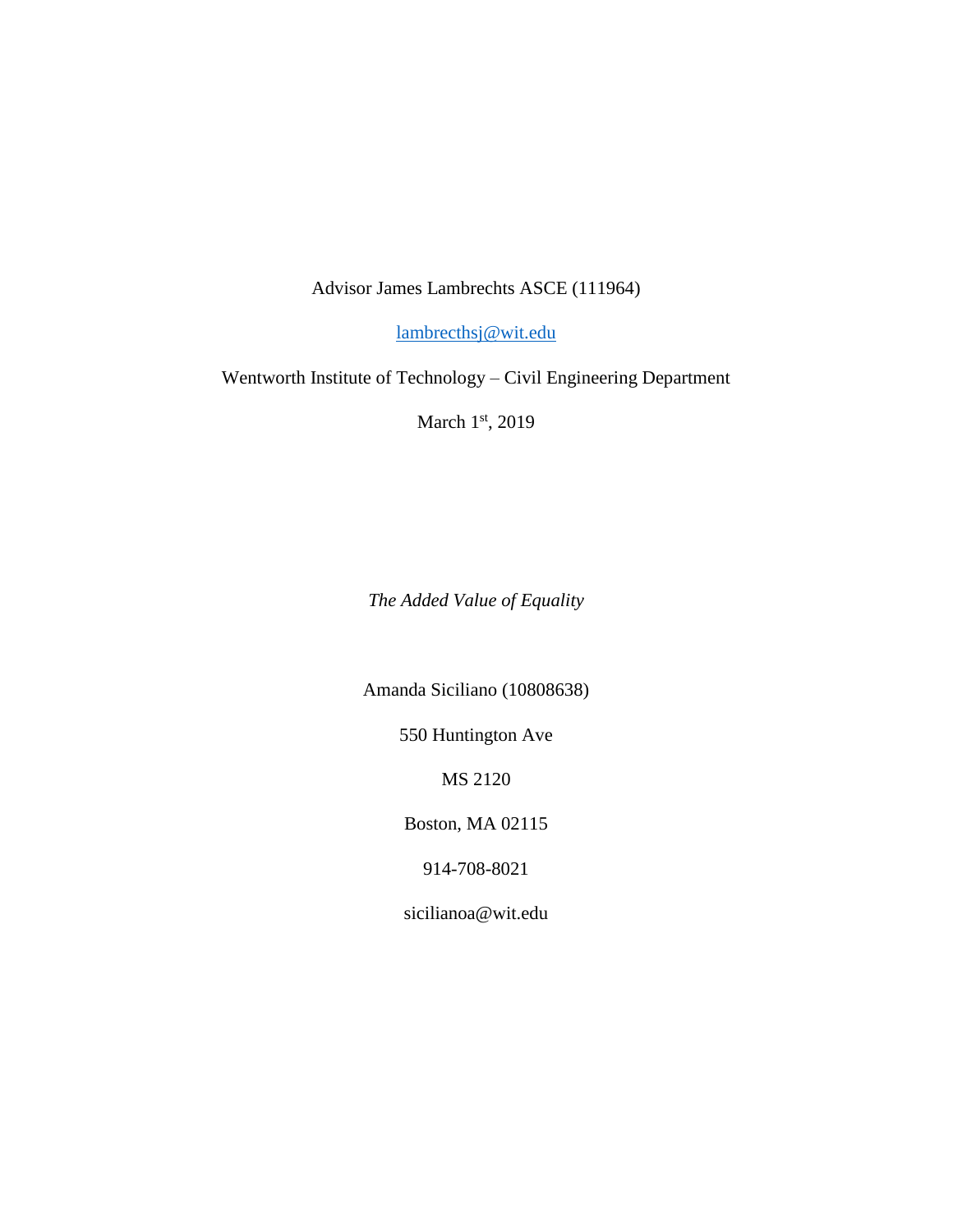Advisor James Lambrechts ASCE (111964)

lambrecthsj@wit.edu

Wentworth Institute of Technology – Civil Engineering Department

March 1st, 2019

*The Added Value of Equality*

Amanda Siciliano (10808638)

550 Huntington Ave

MS 2120

Boston, MA 02115

914-708-8021

sicilianoa@wit.edu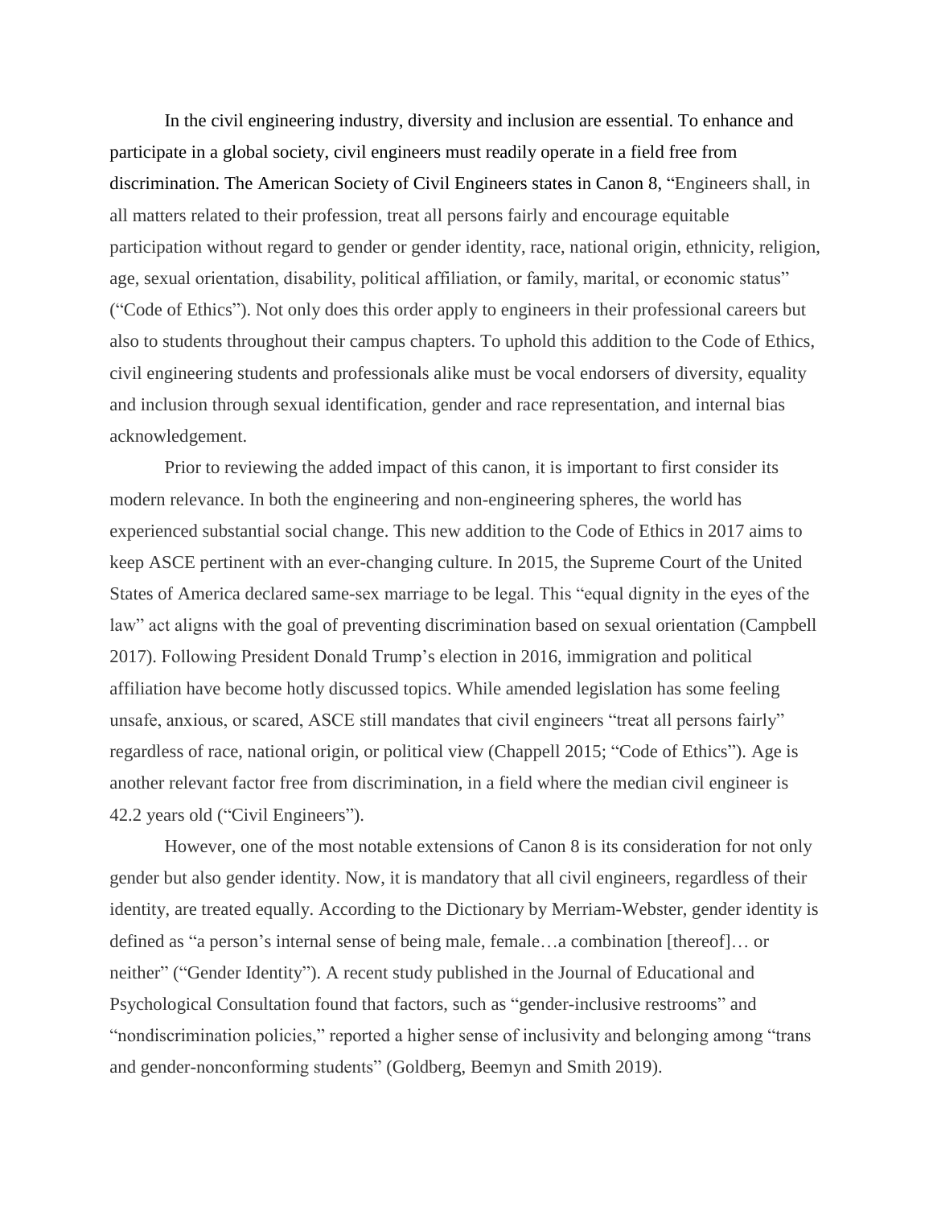In the civil engineering industry, diversity and inclusion are essential. To enhance and participate in a global society, civil engineers must readily operate in a field free from discrimination. The American Society of Civil Engineers states in Canon 8, "Engineers shall, in all matters related to their profession, treat all persons fairly and encourage equitable participation without regard to gender or gender identity, race, national origin, ethnicity, religion, age, sexual orientation, disability, political affiliation, or family, marital, or economic status" ("Code of Ethics"). Not only does this order apply to engineers in their professional careers but also to students throughout their campus chapters. To uphold this addition to the Code of Ethics, civil engineering students and professionals alike must be vocal endorsers of diversity, equality and inclusion through sexual identification, gender and race representation, and internal bias acknowledgement.

Prior to reviewing the added impact of this canon, it is important to first consider its modern relevance. In both the engineering and non-engineering spheres, the world has experienced substantial social change. This new addition to the Code of Ethics in 2017 aims to keep ASCE pertinent with an ever-changing culture. In 2015, the Supreme Court of the United States of America declared same-sex marriage to be legal. This "equal dignity in the eyes of the law" act aligns with the goal of preventing discrimination based on sexual orientation (Campbell 2017). Following President Donald Trump's election in 2016, immigration and political affiliation have become hotly discussed topics. While amended legislation has some feeling unsafe, anxious, or scared, ASCE still mandates that civil engineers "treat all persons fairly" regardless of race, national origin, or political view (Chappell 2015; "Code of Ethics"). Age is another relevant factor free from discrimination, in a field where the median civil engineer is 42.2 years old ("Civil Engineers").

However, one of the most notable extensions of Canon 8 is its consideration for not only gender but also gender identity. Now, it is mandatory that all civil engineers, regardless of their identity, are treated equally. According to the Dictionary by Merriam-Webster, gender identity is defined as "a person's internal sense of being male, female…a combination [thereof]… or neither" ("Gender Identity"). A recent study published in the Journal of Educational and Psychological Consultation found that factors, such as "gender-inclusive restrooms" and "nondiscrimination policies," reported a higher sense of inclusivity and belonging among "trans and gender-nonconforming students" (Goldberg, Beemyn and Smith 2019).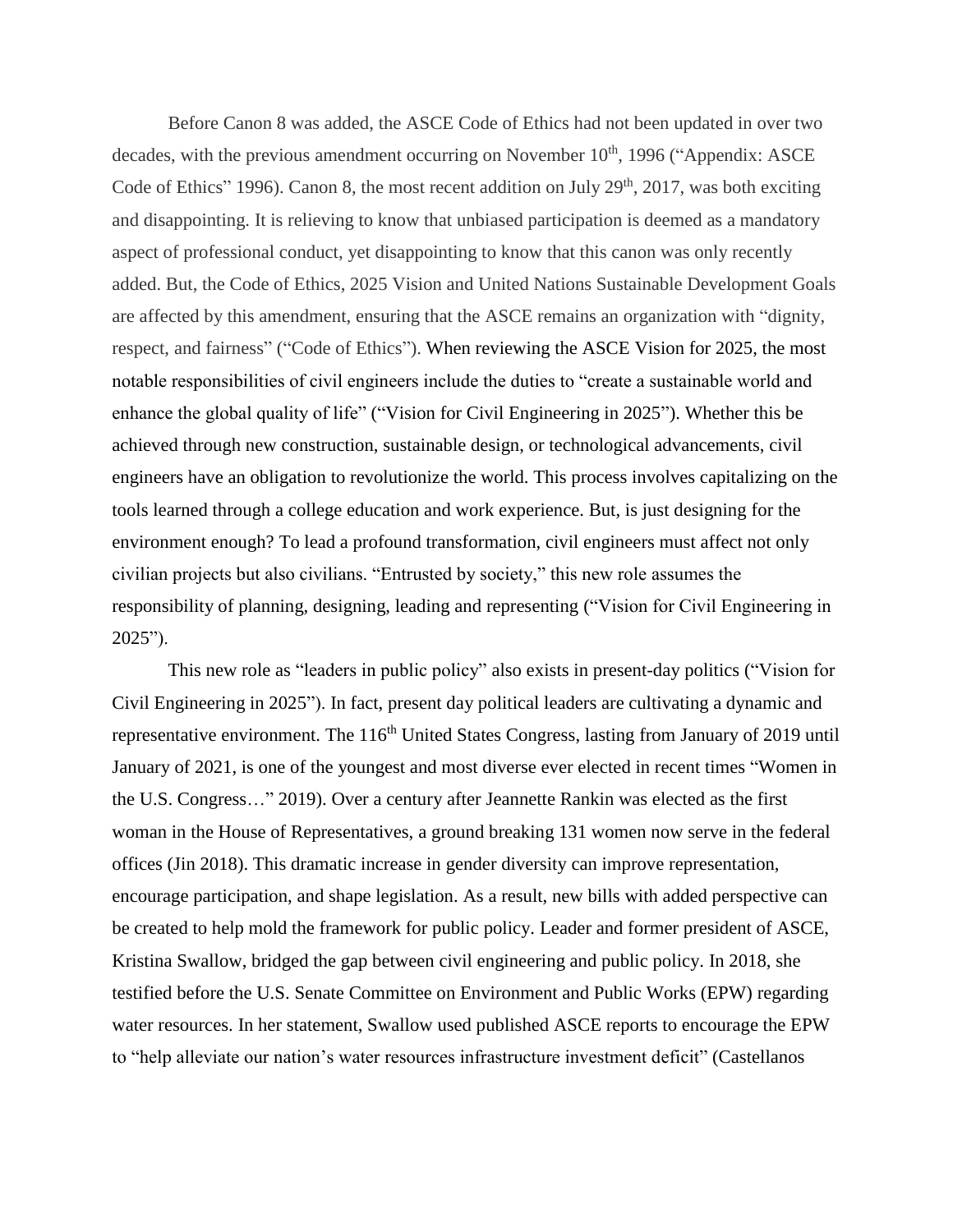Before Canon 8 was added, the ASCE Code of Ethics had not been updated in over two decades, with the previous amendment occurring on November 10th, 1996 ("Appendix: ASCE Code of Ethics" 1996). Canon 8, the most recent addition on July 29th, 2017, was both exciting and disappointing. It is relieving to know that unbiased participation is deemed as a mandatory aspect of professional conduct, yet disappointing to know that this canon was only recently added. But, the Code of Ethics, 2025 Vision and United Nations Sustainable Development Goals are affected by this amendment, ensuring that the ASCE remains an organization with "dignity, respect, and fairness" ("Code of Ethics"). When reviewing the ASCE Vision for 2025, the most notable responsibilities of civil engineers include the duties to "create a sustainable world and enhance the global quality of life" ("Vision for Civil Engineering in 2025"). Whether this be achieved through new construction, sustainable design, or technological advancements, civil engineers have an obligation to revolutionize the world. This process involves capitalizing on the tools learned through a college education and work experience. But, is just designing for the environment enough? To lead a profound transformation, civil engineers must affect not only civilian projects but also civilians. "Entrusted by society," this new role assumes the responsibility of planning, designing, leading and representing ("Vision for Civil Engineering in 2025").

This new role as "leaders in public policy" also exists in present-day politics ("Vision for Civil Engineering in 2025"). In fact, present day political leaders are cultivating a dynamic and representative environment. The 116th United States Congress, lasting from January of 2019 until January of 2021, is one of the youngest and most diverse ever elected in recent times "Women in the U.S. Congress…" 2019). Over a century after Jeannette Rankin was elected as the first woman in the House of Representatives, a ground breaking 131 women now serve in the federal offices (Jin 2018). This dramatic increase in gender diversity can improve representation, encourage participation, and shape legislation. As a result, new bills with added perspective can be created to help mold the framework for public policy. Leader and former president of ASCE, Kristina Swallow, bridged the gap between civil engineering and public policy. In 2018, she testified before the U.S. Senate Committee on Environment and Public Works (EPW) regarding water resources. In her statement, Swallow used published ASCE reports to encourage the EPW to "help alleviate our nation's water resources infrastructure investment deficit" (Castellanos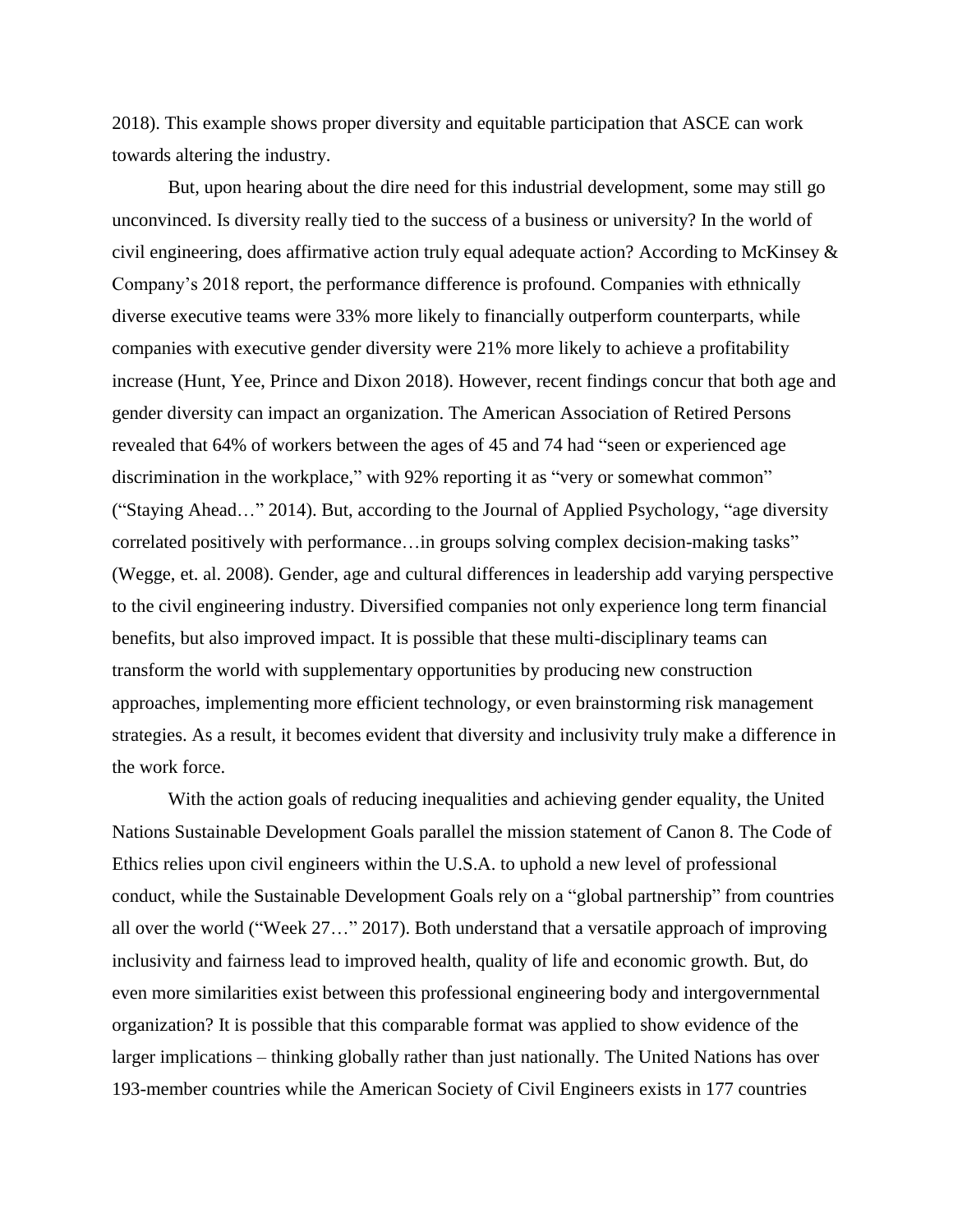2018). This example shows proper diversity and equitable participation that ASCE can work towards altering the industry.

But, upon hearing about the dire need for this industrial development, some may still go unconvinced. Is diversity really tied to the success of a business or university? In the world of civil engineering, does affirmative action truly equal adequate action? According to McKinsey & Company's 2018 report, the performance difference is profound. Companies with ethnically diverse executive teams were 33% more likely to financially outperform counterparts, while companies with executive gender diversity were 21% more likely to achieve a profitability increase (Hunt, Yee, Prince and Dixon 2018). However, recent findings concur that both age and gender diversity can impact an organization. The American Association of Retired Persons revealed that 64% of workers between the ages of 45 and 74 had "seen or experienced age discrimination in the workplace," with 92% reporting it as "very or somewhat common" ("Staying Ahead…" 2014). But, according to the Journal of Applied Psychology, "age diversity correlated positively with performance…in groups solving complex decision-making tasks" (Wegge, et. al. 2008). Gender, age and cultural differences in leadership add varying perspective to the civil engineering industry. Diversified companies not only experience long term financial benefits, but also improved impact. It is possible that these multi-disciplinary teams can transform the world with supplementary opportunities by producing new construction approaches, implementing more efficient technology, or even brainstorming risk management strategies. As a result, it becomes evident that diversity and inclusivity truly make a difference in the work force.

With the action goals of reducing inequalities and achieving gender equality, the United Nations Sustainable Development Goals parallel the mission statement of Canon 8. The Code of Ethics relies upon civil engineers within the U.S.A. to uphold a new level of professional conduct, while the Sustainable Development Goals rely on a "global partnership" from countries all over the world ("Week 27…" 2017). Both understand that a versatile approach of improving inclusivity and fairness lead to improved health, quality of life and economic growth. But, do even more similarities exist between this professional engineering body and intergovernmental organization? It is possible that this comparable format was applied to show evidence of the larger implications – thinking globally rather than just nationally. The United Nations has over 193-member countries while the American Society of Civil Engineers exists in 177 countries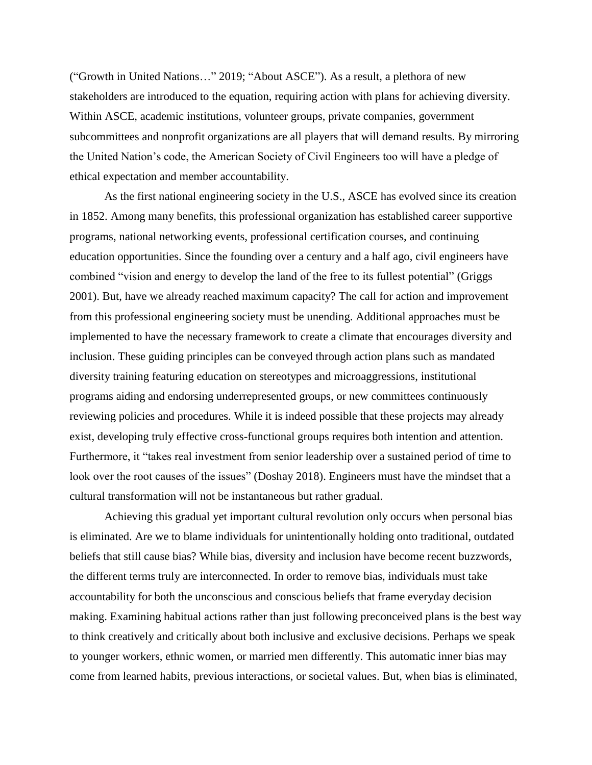("Growth in United Nations…" 2019; "About ASCE"). As a result, a plethora of new stakeholders are introduced to the equation, requiring action with plans for achieving diversity. Within ASCE, academic institutions, volunteer groups, private companies, government subcommittees and nonprofit organizations are all players that will demand results. By mirroring the United Nation's code, the American Society of Civil Engineers too will have a pledge of ethical expectation and member accountability.

As the first national engineering society in the U.S., ASCE has evolved since its creation in 1852. Among many benefits, this professional organization has established career supportive programs, national networking events, professional certification courses, and continuing education opportunities. Since the founding over a century and a half ago, civil engineers have combined "vision and energy to develop the land of the free to its fullest potential" (Griggs 2001). But, have we already reached maximum capacity? The call for action and improvement from this professional engineering society must be unending. Additional approaches must be implemented to have the necessary framework to create a climate that encourages diversity and inclusion. These guiding principles can be conveyed through action plans such as mandated diversity training featuring education on stereotypes and microaggressions, institutional programs aiding and endorsing underrepresented groups, or new committees continuously reviewing policies and procedures. While it is indeed possible that these projects may already exist, developing truly effective cross-functional groups requires both intention and attention. Furthermore, it "takes real investment from senior leadership over a sustained period of time to look over the root causes of the issues" (Doshay 2018). Engineers must have the mindset that a cultural transformation will not be instantaneous but rather gradual.

Achieving this gradual yet important cultural revolution only occurs when personal bias is eliminated. Are we to blame individuals for unintentionally holding onto traditional, outdated beliefs that still cause bias? While bias, diversity and inclusion have become recent buzzwords, the different terms truly are interconnected. In order to remove bias, individuals must take accountability for both the unconscious and conscious beliefs that frame everyday decision making. Examining habitual actions rather than just following preconceived plans is the best way to think creatively and critically about both inclusive and exclusive decisions. Perhaps we speak to younger workers, ethnic women, or married men differently. This automatic inner bias may come from learned habits, previous interactions, or societal values. But, when bias is eliminated,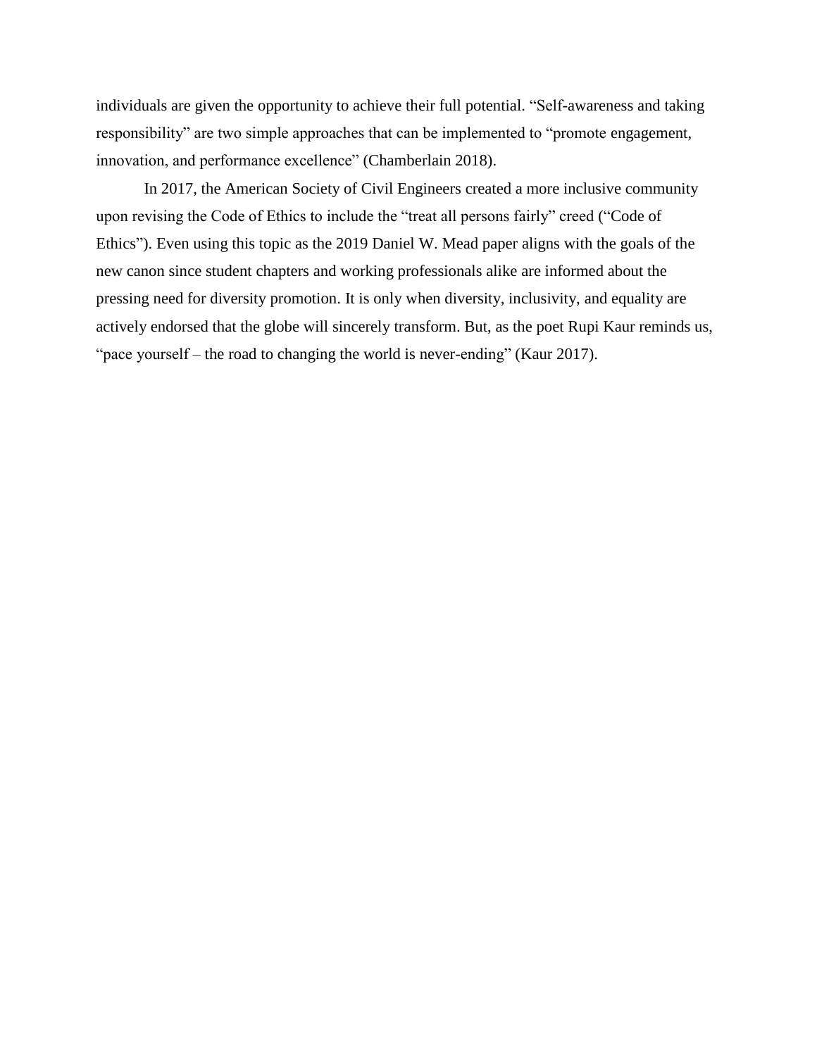individuals are given the opportunity to achieve their full potential. "Self-awareness and taking responsibility" are two simple approaches that can be implemented to "promote engagement, innovation, and performance excellence" (Chamberlain 2018).

In 2017, the American Society of Civil Engineers created a more inclusive community upon revising the Code of Ethics to include the "treat all persons fairly" creed ("Code of Ethics"). Even using this topic as the 2019 Daniel W. Mead paper aligns with the goals of the new canon since student chapters and working professionals alike are informed about the pressing need for diversity promotion. It is only when diversity, inclusivity, and equality are actively endorsed that the globe will sincerely transform. But, as the poet Rupi Kaur reminds us, "pace yourself – the road to changing the world is never-ending" (Kaur 2017).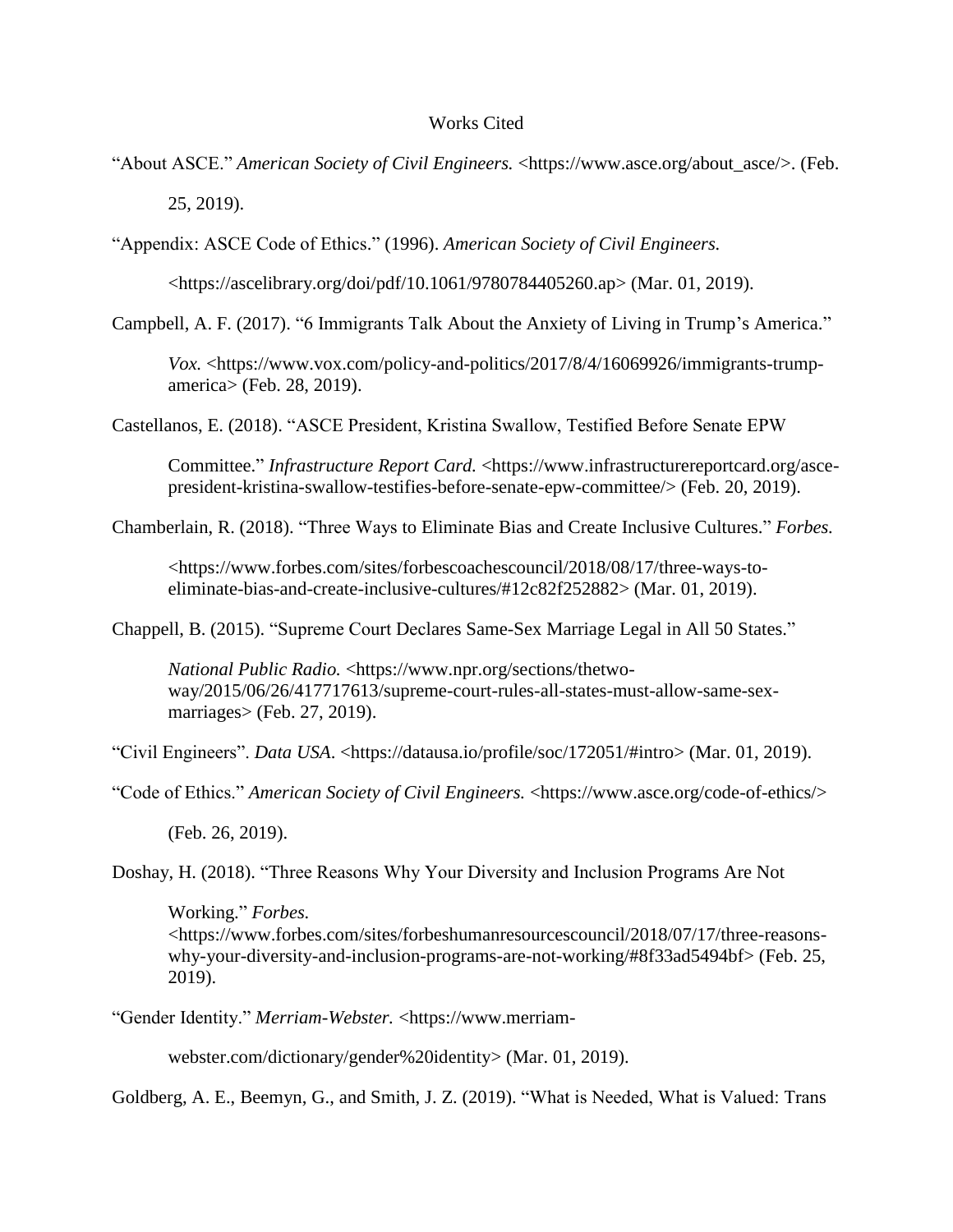# Works Cited

"About ASCE." *American Society of Civil Engineers.* <https://www.asce.org/about_asce/>. (Feb. 25, 2019).

"Appendix: ASCE Code of Ethics." (1996). *American Society of Civil Engineers.* <https://ascelibrary.org/doi/pdf/10.1061/9780784405260.ap> (Mar. 01, 2019).

Campbell, A. F. (2017). "6 Immigrants Talk About the Anxiety of Living in Trump's America." *Vox.* <https://www.vox.com/policy-and-politics/2017/8/4/16069926/immigrants-trump-america> (Feb. 28, 2019).

Castellanos, E. (2018). "ASCE President, Kristina Swallow, Testified Before Senate EPW Committee." *Infrastructure Report Card.* <https://www.infrastructurereportcard.org/asce-president-kristina-swallow-testifies-before-senate-epw-committee/> (Feb. 20, 2019).

Chamberlain, R. (2018). "Three Ways to Eliminate Bias and Create Inclusive Cultures." *Forbes.* <https://www.forbes.com/sites/forbescoachescouncil/2018/08/17/three-ways-to-eliminate-bias-and-create-inclusive-cultures/#12c82f252882> (Mar. 01, 2019).

Chappell, B. (2015). "Supreme Court Declares Same-Sex Marriage Legal in All 50 States." *National Public Radio.* <https://www.npr.org/sections/thetwo-way/2015/06/26/417717613/supreme-court-rules-all-states-must-allow-same-sex-marriages> (Feb. 27, 2019).

"Civil Engineers". *Data USA*. <https://datausa.io/profile/soc/172051/#intro> (Mar. 01, 2019).

"Code of Ethics." *American Society of Civil Engineers.* <https://www.asce.org/code-of-ethics/> (Feb. 26, 2019).

Doshay, H. (2018). "Three Reasons Why Your Diversity and Inclusion Programs Are Not Working." *Forbes.* <https://www.forbes.com/sites/forbeshumanresourcescouncil/2018/07/17/three-reasons-why-your-diversity-and-inclusion-programs-are-not-working/#8f33ad5494bf> (Feb. 25, 2019).

"Gender Identity." *Merriam-Webster.* <https://www.merriam-webster.com/dictionary/gender%20identity> (Mar. 01, 2019).

Goldberg, A. E., Beemyn, G., and Smith, J. Z. (2019). "What is Needed, What is Valued: Trans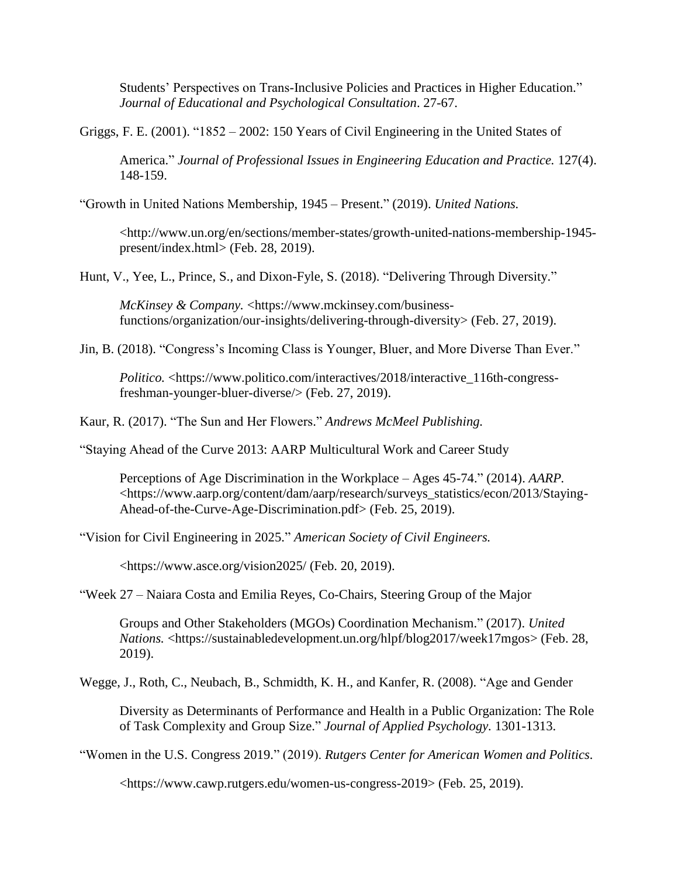Students' Perspectives on Trans-Inclusive Policies and Practices in Higher Education." *Journal of Educational and Psychological Consultation*. 27-67.

Griggs, F. E. (2001). "1852 – 2002: 150 Years of Civil Engineering in the United States of America." *Journal of Professional Issues in Engineering Education and Practice.* 127(4). 148-159.

"Growth in United Nations Membership, 1945 – Present." (2019). *United Nations.* <http://www.un.org/en/sections/member-states/growth-united-nations-membership-1945-present/index.html> (Feb. 28, 2019).

Hunt, V., Yee, L., Prince, S., and Dixon-Fyle, S. (2018). "Delivering Through Diversity." *McKinsey & Company.* <https://www.mckinsey.com/business-functions/organization/our-insights/delivering-through-diversity> (Feb. 27, 2019).

Jin, B. (2018). "Congress's Incoming Class is Younger, Bluer, and More Diverse Than Ever." *Politico.* <https://www.politico.com/interactives/2018/interactive_116th-congress-freshman-younger-bluer-diverse/> (Feb. 27, 2019).

Kaur, R. (2017). "The Sun and Her Flowers." *Andrews McMeel Publishing.*

"Staying Ahead of the Curve 2013: AARP Multicultural Work and Career Study Perceptions of Age Discrimination in the Workplace – Ages 45-74." (2014). *AARP.* <https://www.aarp.org/content/dam/aarp/research/surveys_statistics/econ/2013/Staying-Ahead-of-the-Curve-Age-Discrimination.pdf> (Feb. 25, 2019).

"Vision for Civil Engineering in 2025." *American Society of Civil Engineers.* <https://www.asce.org/vision2025/ (Feb. 20, 2019).

"Week 27 – Naiara Costa and Emilia Reyes, Co-Chairs, Steering Group of the Major Groups and Other Stakeholders (MGOs) Coordination Mechanism." (2017). *United Nations.* <https://sustainabledevelopment.un.org/hlpf/blog2017/week17mgos> (Feb. 28, 2019).

Wegge, J., Roth, C., Neubach, B., Schmidth, K. H., and Kanfer, R. (2008). "Age and Gender Diversity as Determinants of Performance and Health in a Public Organization: The Role of Task Complexity and Group Size." *Journal of Applied Psychology.* 1301-1313.

"Women in the U.S. Congress 2019." (2019). *Rutgers Center for American Women and Politics.* <https://www.cawp.rutgers.edu/women-us-congress-2019> (Feb. 25, 2019).